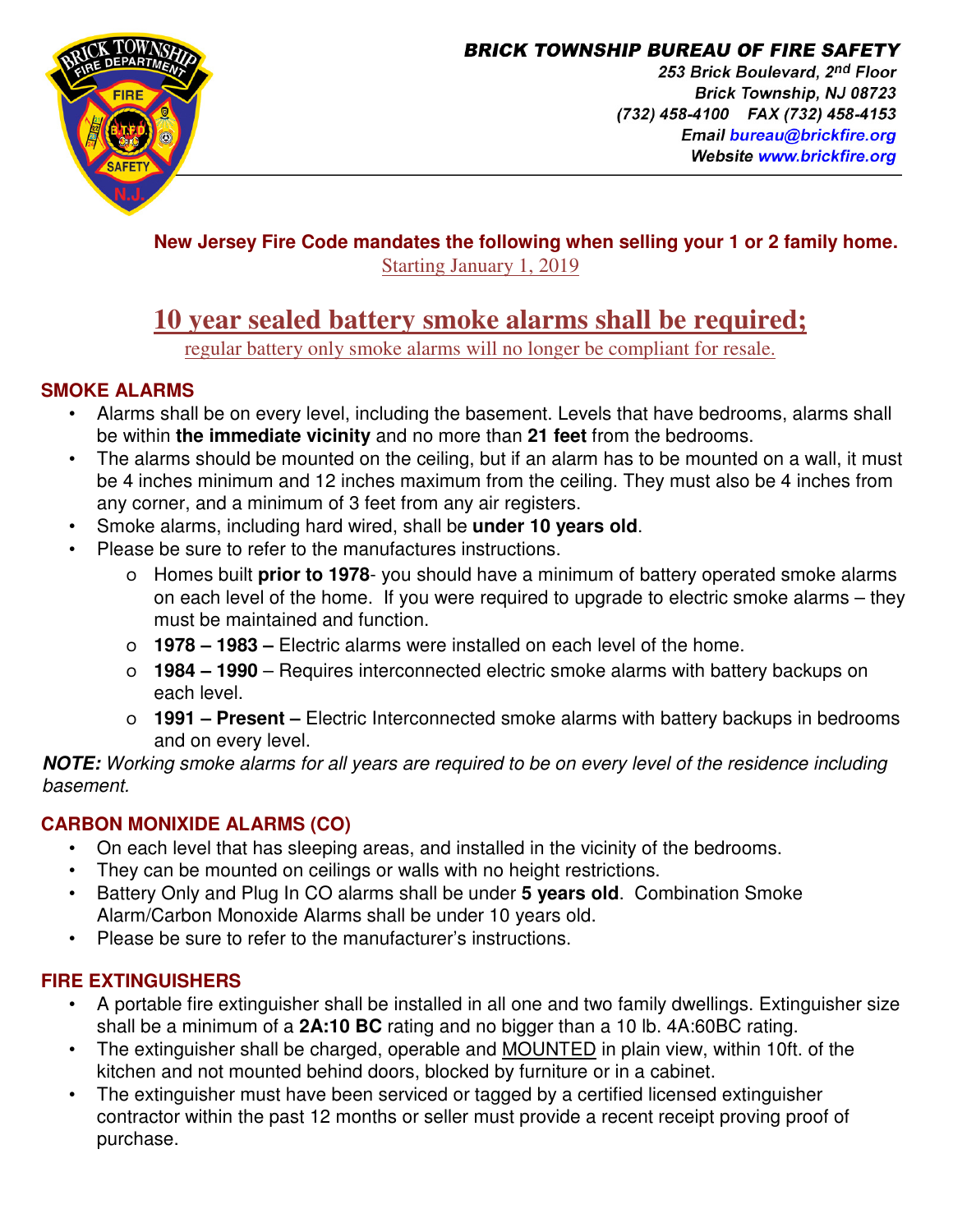**BRICK TOWNSHIP BUREAU OF FIRE SAFETY**
253 Brick Boulevard, 2nd Floor
Brick Township, NJ 08723
(732) 458-4100 FAX (732) 458-4153
Email bureau@brickfire.org
Website www.brickfire.org

**New Jersey Fire Code mandates the following when selling your 1 or 2 family home.**
Starting January 1, 2019

# 10 year sealed battery smoke alarms shall be required;

regular battery only smoke alarms will no longer be compliant for resale.

## SMOKE ALARMS

- Alarms shall be on every level, including the basement. Levels that have bedrooms, alarms shall be within **the immediate vicinity** and no more than **21 feet** from the bedrooms.
- The alarms should be mounted on the ceiling, but if an alarm has to be mounted on a wall, it must be 4 inches minimum and 12 inches maximum from the ceiling. They must also be 4 inches from any corner, and a minimum of 3 feet from any air registers.
- Smoke alarms, including hard wired, shall be **under 10 years old**.
- Please be sure to refer to the manufactures instructions.
  - Homes built **prior to 1978**- you should have a minimum of battery operated smoke alarms on each level of the home. If you were required to upgrade to electric smoke alarms – they must be maintained and function.
  - **1978 – 1983 –** Electric alarms were installed on each level of the home.
  - **1984 – 1990** – Requires interconnected electric smoke alarms with battery backups on each level.
  - **1991 – Present –** Electric Interconnected smoke alarms with battery backups in bedrooms and on every level.

***NOTE:*** *Working smoke alarms for all years are required to be on every level of the residence including basement.*

## CARBON MONIXIDE ALARMS (CO)

- On each level that has sleeping areas, and installed in the vicinity of the bedrooms.
- They can be mounted on ceilings or walls with no height restrictions.
- Battery Only and Plug In CO alarms shall be under **5 years old**. Combination Smoke Alarm/Carbon Monoxide Alarms shall be under 10 years old.
- Please be sure to refer to the manufacturer's instructions.

## FIRE EXTINGUISHERS

- A portable fire extinguisher shall be installed in all one and two family dwellings. Extinguisher size shall be a minimum of a **2A:10 BC** rating and no bigger than a 10 lb. 4A:60BC rating.
- The extinguisher shall be charged, operable and <u>MOUNTED</u> in plain view, within 10ft. of the kitchen and not mounted behind doors, blocked by furniture or in a cabinet.
- The extinguisher must have been serviced or tagged by a certified licensed extinguisher contractor within the past 12 months or seller must provide a recent receipt proving proof of purchase.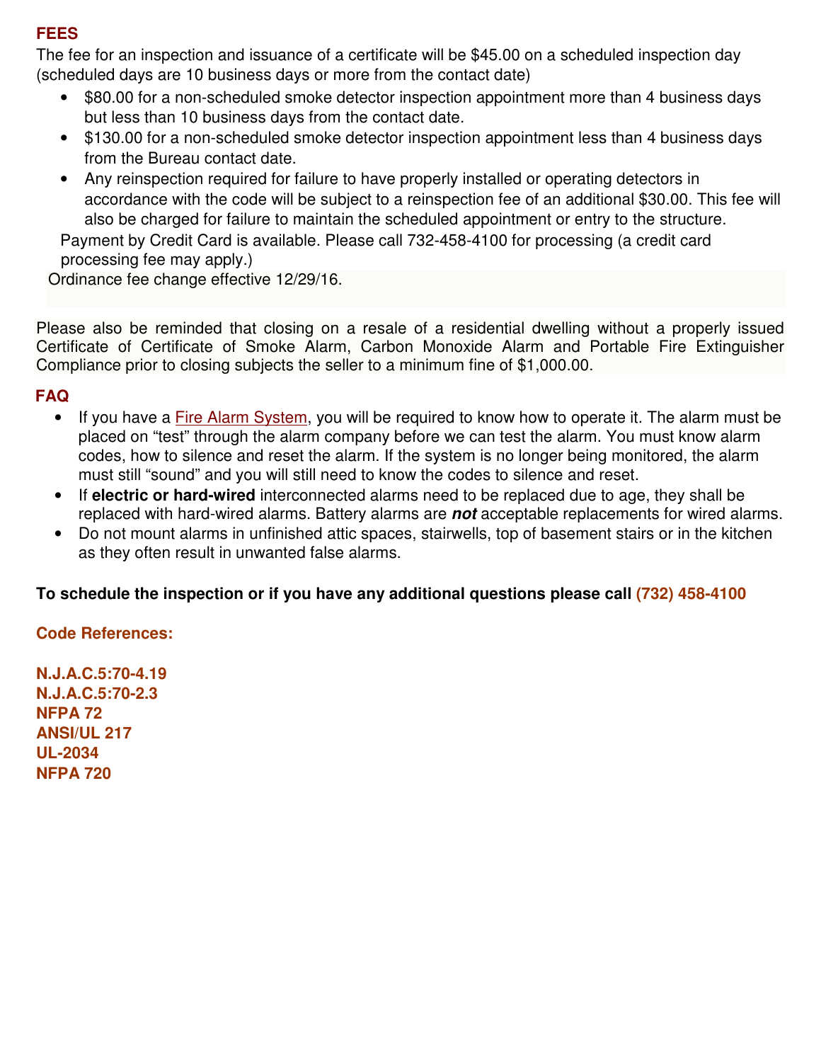## FEES

The fee for an inspection and issuance of a certificate will be $45.00 on a scheduled inspection day (scheduled days are 10 business days or more from the contact date)

- $80.00 for a non-scheduled smoke detector inspection appointment more than 4 business days but less than 10 business days from the contact date.
- $130.00 for a non-scheduled smoke detector inspection appointment less than 4 business days from the Bureau contact date.
- Any reinspection required for failure to have properly installed or operating detectors in accordance with the code will be subject to a reinspection fee of an additional $30.00. This fee will also be charged for failure to maintain the scheduled appointment or entry to the structure.

Payment by Credit Card is available. Please call 732-458-4100 for processing (a credit card processing fee may apply.)

Ordinance fee change effective 12/29/16.

Please also be reminded that closing on a resale of a residential dwelling without a properly issued Certificate of Certificate of Smoke Alarm, Carbon Monoxide Alarm and Portable Fire Extinguisher Compliance prior to closing subjects the seller to a minimum fine of $1,000.00.

## FAQ

- If you have a Fire Alarm System, you will be required to know how to operate it. The alarm must be placed on "test" through the alarm company before we can test the alarm. You must know alarm codes, how to silence and reset the alarm. If the system is no longer being monitored, the alarm must still "sound" and you will still need to know the codes to silence and reset.
- If **electric or hard-wired** interconnected alarms need to be replaced due to age, they shall be replaced with hard-wired alarms. Battery alarms are ***not*** acceptable replacements for wired alarms.
- Do not mount alarms in unfinished attic spaces, stairwells, top of basement stairs or in the kitchen as they often result in unwanted false alarms.

**To schedule the inspection or if you have any additional questions please call (732) 458-4100**

**Code References:**

**N.J.A.C.5:70-4.19**
**N.J.A.C.5:70-2.3**
**NFPA 72**
**ANSI/UL 217**
**UL-2034**
**NFPA 720**